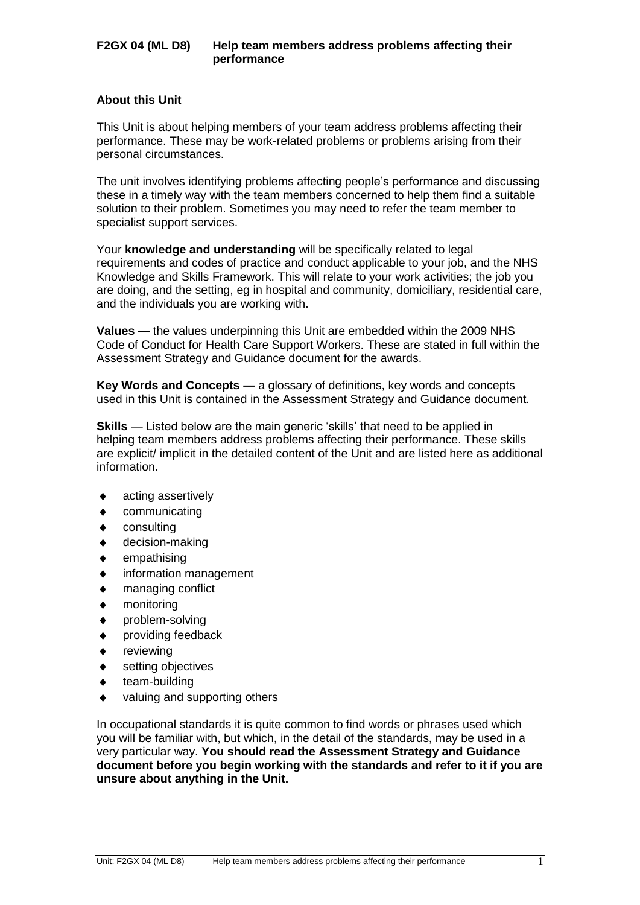# F2GX 04 (ML D8) Help team members address problems affecting their performance

## About this Unit

This Unit is about helping members of your team address problems affecting their performance. These may be work-related problems or problems arising from their personal circumstances.

The unit involves identifying problems affecting people's performance and discussing these in a timely way with the team members concerned to help them find a suitable solution to their problem. Sometimes you may need to refer the team member to specialist support services.

Your **knowledge and understanding** will be specifically related to legal requirements and codes of practice and conduct applicable to your job, and the NHS Knowledge and Skills Framework. This will relate to your work activities; the job you are doing, and the setting, eg in hospital and community, domiciliary, residential care, and the individuals you are working with.

**Values —** the values underpinning this Unit are embedded within the 2009 NHS Code of Conduct for Health Care Support Workers. These are stated in full within the Assessment Strategy and Guidance document for the awards.

**Key Words and Concepts —** a glossary of definitions, key words and concepts used in this Unit is contained in the Assessment Strategy and Guidance document.

**Skills** — Listed below are the main generic 'skills' that need to be applied in helping team members address problems affecting their performance. These skills are explicit/ implicit in the detailed content of the Unit and are listed here as additional information.

- acting assertively
- communicating
- consulting
- decision-making
- empathising
- information management
- managing conflict
- monitoring
- problem-solving
- providing feedback
- reviewing
- setting objectives
- team-building
- valuing and supporting others

In occupational standards it is quite common to find words or phrases used which you will be familiar with, but which, in the detail of the standards, may be used in a very particular way. **You should read the Assessment Strategy and Guidance document before you begin working with the standards and refer to it if you are unsure about anything in the Unit.**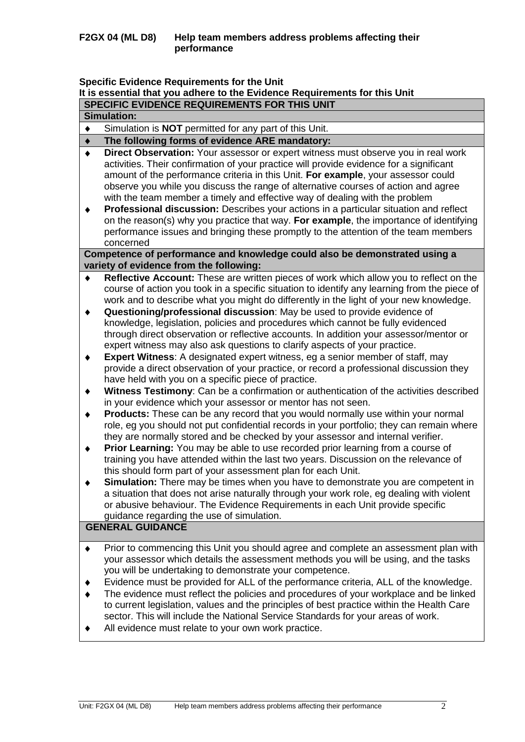**F2GX 04 (ML D8) Help team members address problems affecting their performance**

**Specific Evidence Requirements for the Unit**

**It is essential that you adhere to the Evidence Requirements for this Unit**

**SPECIFIC EVIDENCE REQUIREMENTS FOR THIS UNIT**

**Simulation:**

- Simulation is **NOT** permitted for any part of this Unit.
- **The following forms of evidence ARE mandatory:**
- **Direct Observation:** Your assessor or expert witness must observe you in real work activities. Their confirmation of your practice will provide evidence for a significant amount of the performance criteria in this Unit. **For example**, your assessor could observe you while you discuss the range of alternative courses of action and agree with the team member a timely and effective way of dealing with the problem
- **Professional discussion:** Describes your actions in a particular situation and reflect on the reason(s) why you practice that way. **For example**, the importance of identifying performance issues and bringing these promptly to the attention of the team members concerned

**Competence of performance and knowledge could also be demonstrated using a variety of evidence from the following:**

- **Reflective Account:** These are written pieces of work which allow you to reflect on the course of action you took in a specific situation to identify any learning from the piece of work and to describe what you might do differently in the light of your new knowledge.
- **Questioning/professional discussion**: May be used to provide evidence of knowledge, legislation, policies and procedures which cannot be fully evidenced through direct observation or reflective accounts. In addition your assessor/mentor or expert witness may also ask questions to clarify aspects of your practice.
- **Expert Witness**: A designated expert witness, eg a senior member of staff, may provide a direct observation of your practice, or record a professional discussion they have held with you on a specific piece of practice.
- **Witness Testimony**: Can be a confirmation or authentication of the activities described in your evidence which your assessor or mentor has not seen.
- **Products:** These can be any record that you would normally use within your normal role, eg you should not put confidential records in your portfolio; they can remain where they are normally stored and be checked by your assessor and internal verifier.
- **Prior Learning:** You may be able to use recorded prior learning from a course of training you have attended within the last two years. Discussion on the relevance of this should form part of your assessment plan for each Unit.
- **Simulation:** There may be times when you have to demonstrate you are competent in a situation that does not arise naturally through your work role, eg dealing with violent or abusive behaviour. The Evidence Requirements in each Unit provide specific guidance regarding the use of simulation.

**GENERAL GUIDANCE**

- Prior to commencing this Unit you should agree and complete an assessment plan with your assessor which details the assessment methods you will be using, and the tasks you will be undertaking to demonstrate your competence.
- Evidence must be provided for ALL of the performance criteria, ALL of the knowledge.
- The evidence must reflect the policies and procedures of your workplace and be linked to current legislation, values and the principles of best practice within the Health Care sector. This will include the National Service Standards for your areas of work.
- All evidence must relate to your own work practice.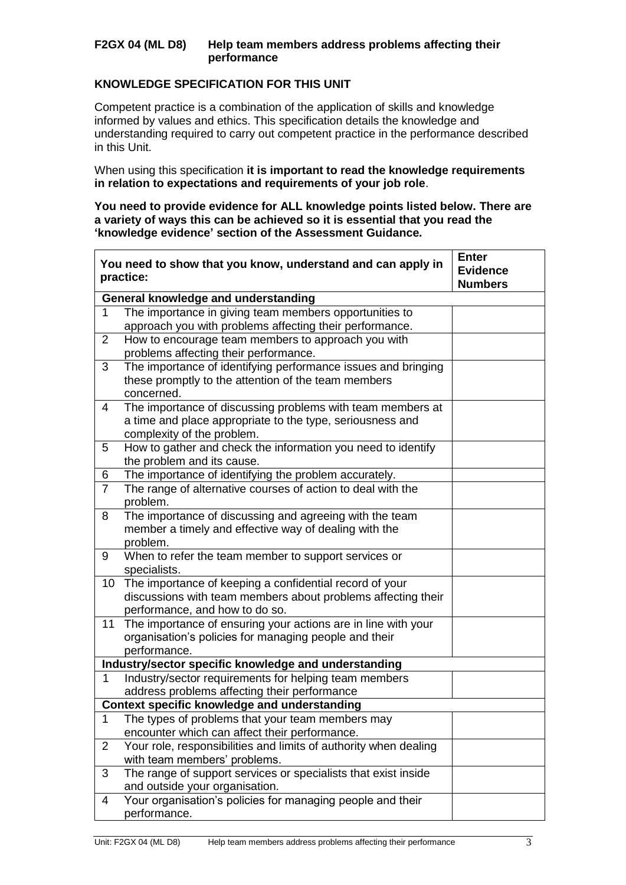**F2GX 04 (ML D8) Help team members address problems affecting their performance**

**KNOWLEDGE SPECIFICATION FOR THIS UNIT**

Competent practice is a combination of the application of skills and knowledge informed by values and ethics. This specification details the knowledge and understanding required to carry out competent practice in the performance described in this Unit.

When using this specification **it is important to read the knowledge requirements in relation to expectations and requirements of your job role**.

**You need to provide evidence for ALL knowledge points listed below. There are a variety of ways this can be achieved so it is essential that you read the 'knowledge evidence' section of the Assessment Guidance.**

| | **You need to show that you know, understand and can apply in practice:** | **Enter Evidence Numbers** |
|---|---|---|
| | **General knowledge and understanding** | |
| 1 | The importance in giving team members opportunities to approach you with problems affecting their performance. | |
| 2 | How to encourage team members to approach you with problems affecting their performance. | |
| 3 | The importance of identifying performance issues and bringing these promptly to the attention of the team members concerned. | |
| 4 | The importance of discussing problems with team members at a time and place appropriate to the type, seriousness and complexity of the problem. | |
| 5 | How to gather and check the information you need to identify the problem and its cause. | |
| 6 | The importance of identifying the problem accurately. | |
| 7 | The range of alternative courses of action to deal with the problem. | |
| 8 | The importance of discussing and agreeing with the team member a timely and effective way of dealing with the problem. | |
| 9 | When to refer the team member to support services or specialists. | |
| 10 | The importance of keeping a confidential record of your discussions with team members about problems affecting their performance, and how to do so. | |
| 11 | The importance of ensuring your actions are in line with your organisation's policies for managing people and their performance. | |
| | **Industry/sector specific knowledge and understanding** | |
| 1 | Industry/sector requirements for helping team members address problems affecting their performance | |
| | **Context specific knowledge and understanding** | |
| 1 | The types of problems that your team members may encounter which can affect their performance. | |
| 2 | Your role, responsibilities and limits of authority when dealing with team members' problems. | |
| 3 | The range of support services or specialists that exist inside and outside your organisation. | |
| 4 | Your organisation's policies for managing people and their performance. | |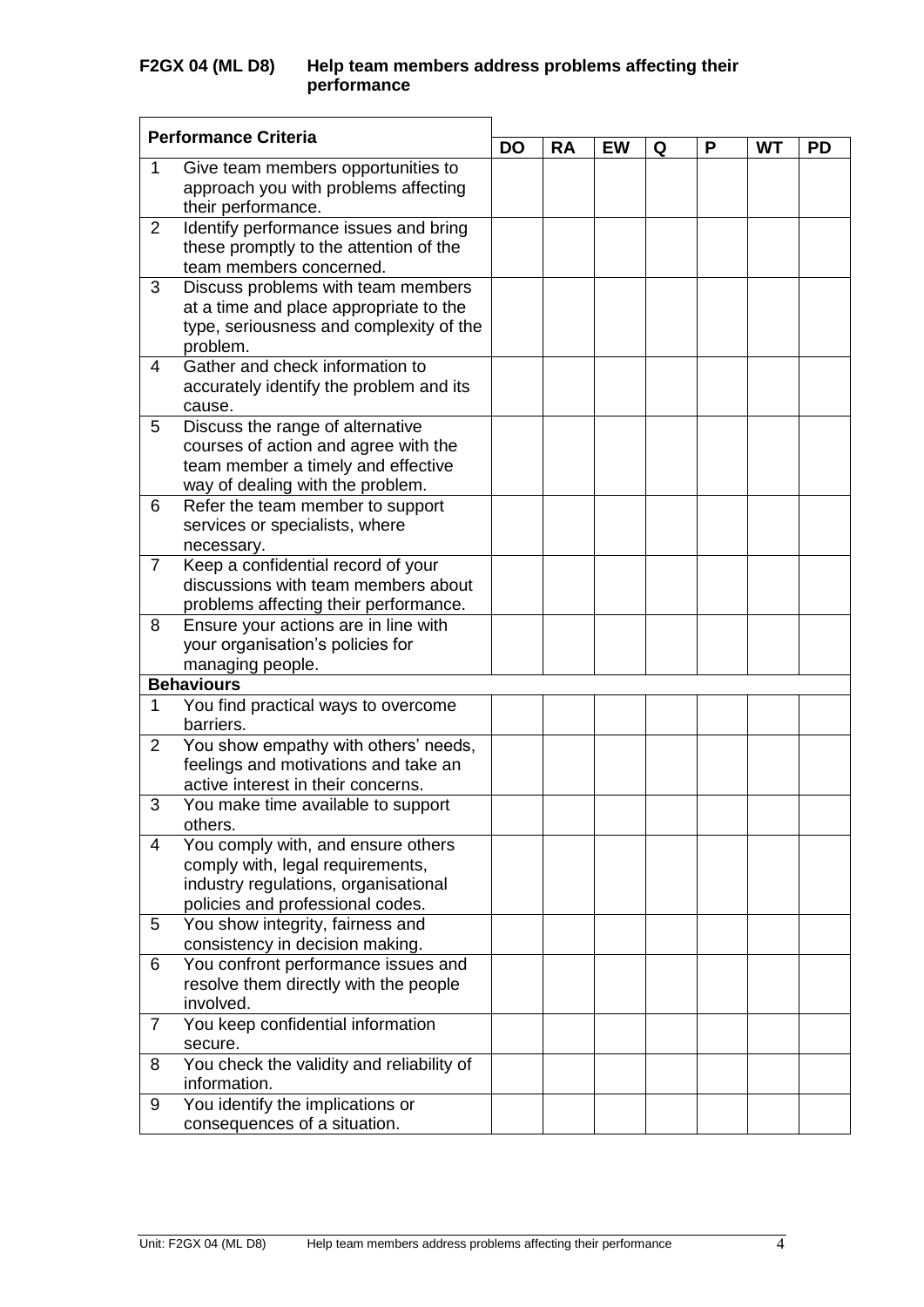## F2GX 04 (ML D8) Help team members address problems affecting their performance

| Performance Criteria | | DO | RA | EW | Q | P | WT | PD |
|---|---|---|---|---|---|---|---|---|
| 1 | Give team members opportunities to approach you with problems affecting their performance. | | | | | | | |
| 2 | Identify performance issues and bring these promptly to the attention of the team members concerned. | | | | | | | |
| 3 | Discuss problems with team members at a time and place appropriate to the type, seriousness and complexity of the problem. | | | | | | | |
| 4 | Gather and check information to accurately identify the problem and its cause. | | | | | | | |
| 5 | Discuss the range of alternative courses of action and agree with the team member a timely and effective way of dealing with the problem. | | | | | | | |
| 6 | Refer the team member to support services or specialists, where necessary. | | | | | | | |
| 7 | Keep a confidential record of your discussions with team members about problems affecting their performance. | | | | | | | |
| 8 | Ensure your actions are in line with your organisation's policies for managing people. | | | | | | | |
| **Behaviours** | | | | | | | | |
| 1 | You find practical ways to overcome barriers. | | | | | | | |
| 2 | You show empathy with others' needs, feelings and motivations and take an active interest in their concerns. | | | | | | | |
| 3 | You make time available to support others. | | | | | | | |
| 4 | You comply with, and ensure others comply with, legal requirements, industry regulations, organisational policies and professional codes. | | | | | | | |
| 5 | You show integrity, fairness and consistency in decision making. | | | | | | | |
| 6 | You confront performance issues and resolve them directly with the people involved. | | | | | | | |
| 7 | You keep confidential information secure. | | | | | | | |
| 8 | You check the validity and reliability of information. | | | | | | | |
| 9 | You identify the implications or consequences of a situation. | | | | | | | |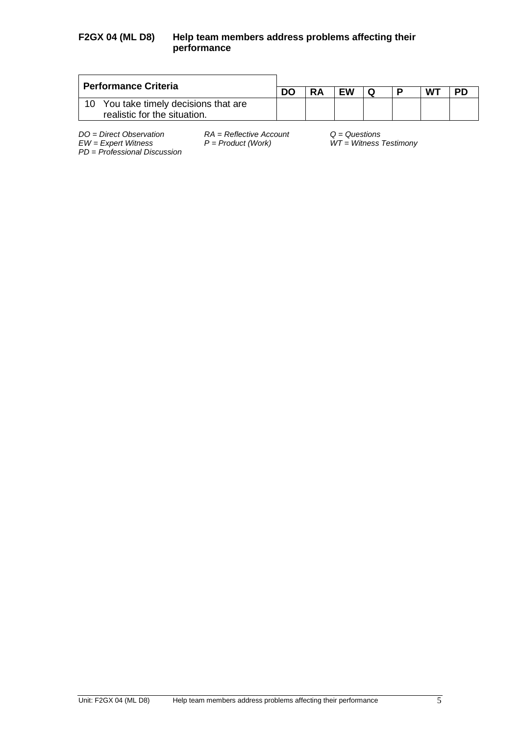**F2GX 04 (ML D8) Help team members address problems affecting their performance**

| Performance Criteria | DO | RA | EW | Q | P | WT | PD |
|---|---|---|---|---|---|---|---|
| 10 You take timely decisions that are realistic for the situation. | | | | | | | |

*DO = Direct Observation* *RA = Reflective Account* *Q = Questions*
*EW = Expert Witness* *P = Product (Work)* *WT = Witness Testimony*
*PD = Professional Discussion*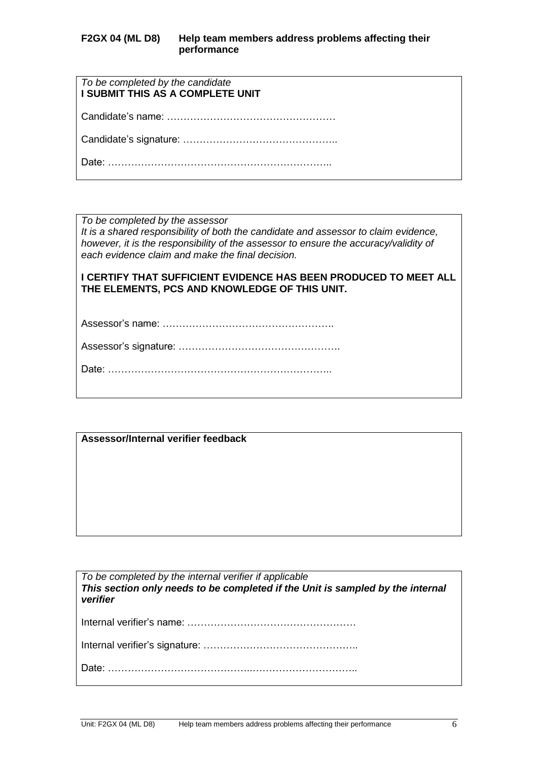**F2GX 04 (ML D8) Help team members address problems affecting their performance**

*To be completed by the candidate*
**I SUBMIT THIS AS A COMPLETE UNIT**

Candidate's name: ……………………………………………

Candidate's signature: ………………………………………..

Date: …………………………………………………………..

---

*To be completed by the assessor*
*It is a shared responsibility of both the candidate and assessor to claim evidence, however, it is the responsibility of the assessor to ensure the accuracy/validity of each evidence claim and make the final decision.*

**I CERTIFY THAT SUFFICIENT EVIDENCE HAS BEEN PRODUCED TO MEET ALL THE ELEMENTS, PCS AND KNOWLEDGE OF THIS UNIT.**

Assessor's name: …………………………………………….

Assessor's signature: ………………………………………….

Date: …………………………………………………………..

---

**Assessor/Internal verifier feedback**

---

*To be completed by the internal verifier if applicable*
***This section only needs to be completed if the Unit is sampled by the internal verifier***

Internal verifier's name: ……………………………………………

Internal verifier's signature: ………………………………………..

Date: …………………………………..…………………………..